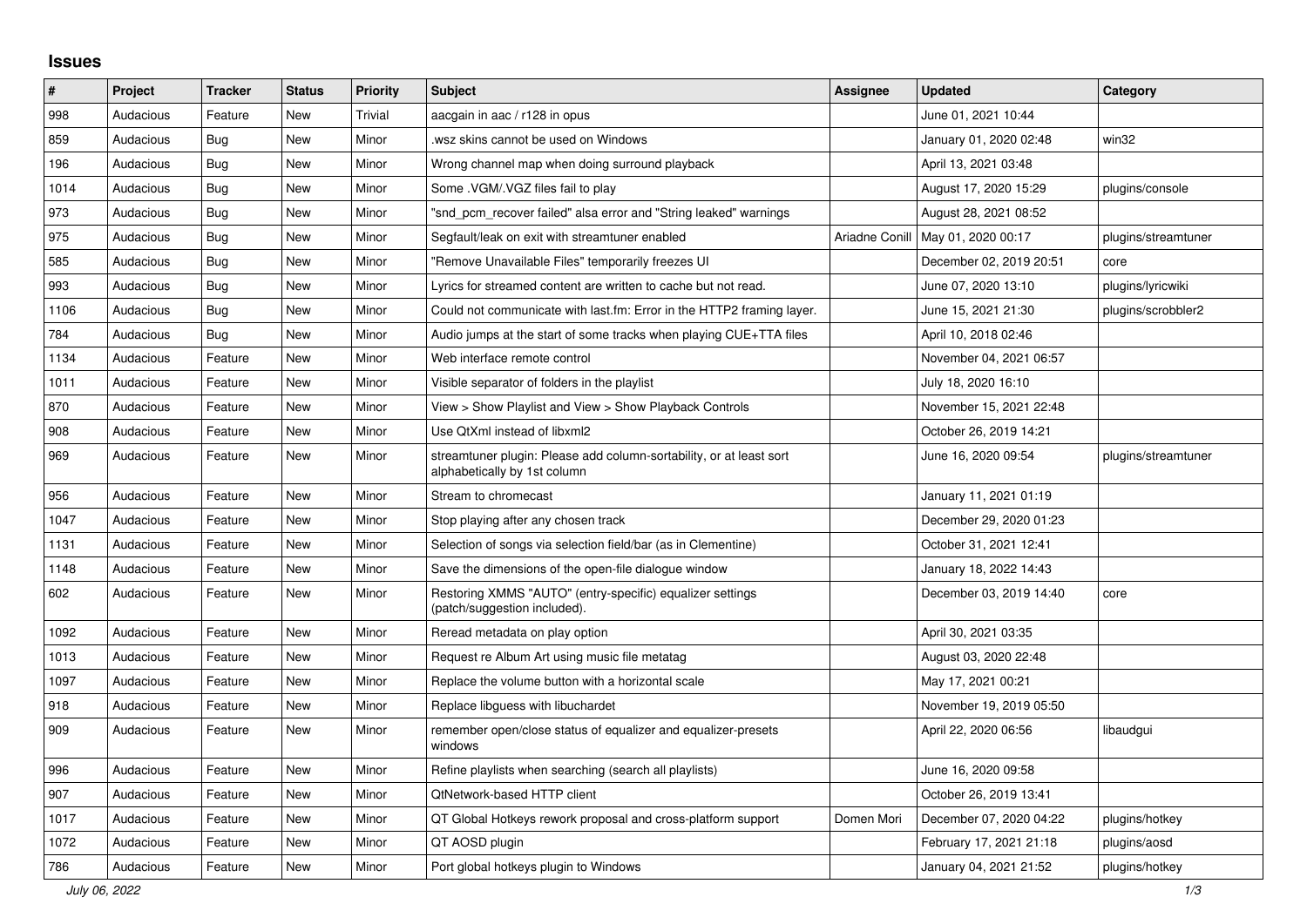# Issues

| # | Project | Tracker | Status | Priority | Subject | Assignee | Updated | Category |
|---|---|---|---|---|---|---|---|---|
| 998 | Audacious | Feature | New | Trivial | aacgain in aac / r128 in opus | | June 01, 2021 10:44 | |
| 859 | Audacious | Bug | New | Minor | .wsz skins cannot be used on Windows | | January 01, 2020 02:48 | win32 |
| 196 | Audacious | Bug | New | Minor | Wrong channel map when doing surround playback | | April 13, 2021 03:48 | |
| 1014 | Audacious | Bug | New | Minor | Some .VGM/.VGZ files fail to play | | August 17, 2020 15:29 | plugins/console |
| 973 | Audacious | Bug | New | Minor | "snd_pcm_recover failed" alsa error and "String leaked" warnings | | August 28, 2021 08:52 | |
| 975 | Audacious | Bug | New | Minor | Segfault/leak on exit with streamtuner enabled | Ariadne Conill | May 01, 2020 00:17 | plugins/streamtuner |
| 585 | Audacious | Bug | New | Minor | "Remove Unavailable Files" temporarily freezes UI | | December 02, 2019 20:51 | core |
| 993 | Audacious | Bug | New | Minor | Lyrics for streamed content are written to cache but not read. | | June 07, 2020 13:10 | plugins/lyricwiki |
| 1106 | Audacious | Bug | New | Minor | Could not communicate with last.fm: Error in the HTTP2 framing layer. | | June 15, 2021 21:30 | plugins/scrobbler2 |
| 784 | Audacious | Bug | New | Minor | Audio jumps at the start of some tracks when playing CUE+TTA files | | April 10, 2018 02:46 | |
| 1134 | Audacious | Feature | New | Minor | Web interface remote control | | November 04, 2021 06:57 | |
| 1011 | Audacious | Feature | New | Minor | Visible separator of folders in the playlist | | July 18, 2020 16:10 | |
| 870 | Audacious | Feature | New | Minor | View > Show Playlist and View > Show Playback Controls | | November 15, 2021 22:48 | |
| 908 | Audacious | Feature | New | Minor | Use QtXml instead of libxml2 | | October 26, 2019 14:21 | |
| 969 | Audacious | Feature | New | Minor | streamtuner plugin: Please add column-sortability, or at least sort alphabetically by 1st column | | June 16, 2020 09:54 | plugins/streamtuner |
| 956 | Audacious | Feature | New | Minor | Stream to chromecast | | January 11, 2021 01:19 | |
| 1047 | Audacious | Feature | New | Minor | Stop playing after any chosen track | | December 29, 2020 01:23 | |
| 1131 | Audacious | Feature | New | Minor | Selection of songs via selection field/bar (as in Clementine) | | October 31, 2021 12:41 | |
| 1148 | Audacious | Feature | New | Minor | Save the dimensions of the open-file dialogue window | | January 18, 2022 14:43 | |
| 602 | Audacious | Feature | New | Minor | Restoring XMMS "AUTO" (entry-specific) equalizer settings (patch/suggestion included). | | December 03, 2019 14:40 | core |
| 1092 | Audacious | Feature | New | Minor | Reread metadata on play option | | April 30, 2021 03:35 | |
| 1013 | Audacious | Feature | New | Minor | Request re Album Art using music file metatag | | August 03, 2020 22:48 | |
| 1097 | Audacious | Feature | New | Minor | Replace the volume button with a horizontal scale | | May 17, 2021 00:21 | |
| 918 | Audacious | Feature | New | Minor | Replace libguess with libuchardet | | November 19, 2019 05:50 | |
| 909 | Audacious | Feature | New | Minor | remember open/close status of equalizer and equalizer-presets windows | | April 22, 2020 06:56 | libaudgui |
| 996 | Audacious | Feature | New | Minor | Refine playlists when searching (search all playlists) | | June 16, 2020 09:58 | |
| 907 | Audacious | Feature | New | Minor | QtNetwork-based HTTP client | | October 26, 2019 13:41 | |
| 1017 | Audacious | Feature | New | Minor | QT Global Hotkeys rework proposal and cross-platform support | Domen Mori | December 07, 2020 04:22 | plugins/hotkey |
| 1072 | Audacious | Feature | New | Minor | QT AOSD plugin | | February 17, 2021 21:18 | plugins/aosd |
| 786 | Audacious | Feature | New | Minor | Port global hotkeys plugin to Windows | | January 04, 2021 21:52 | plugins/hotkey |

*July 06, 2022*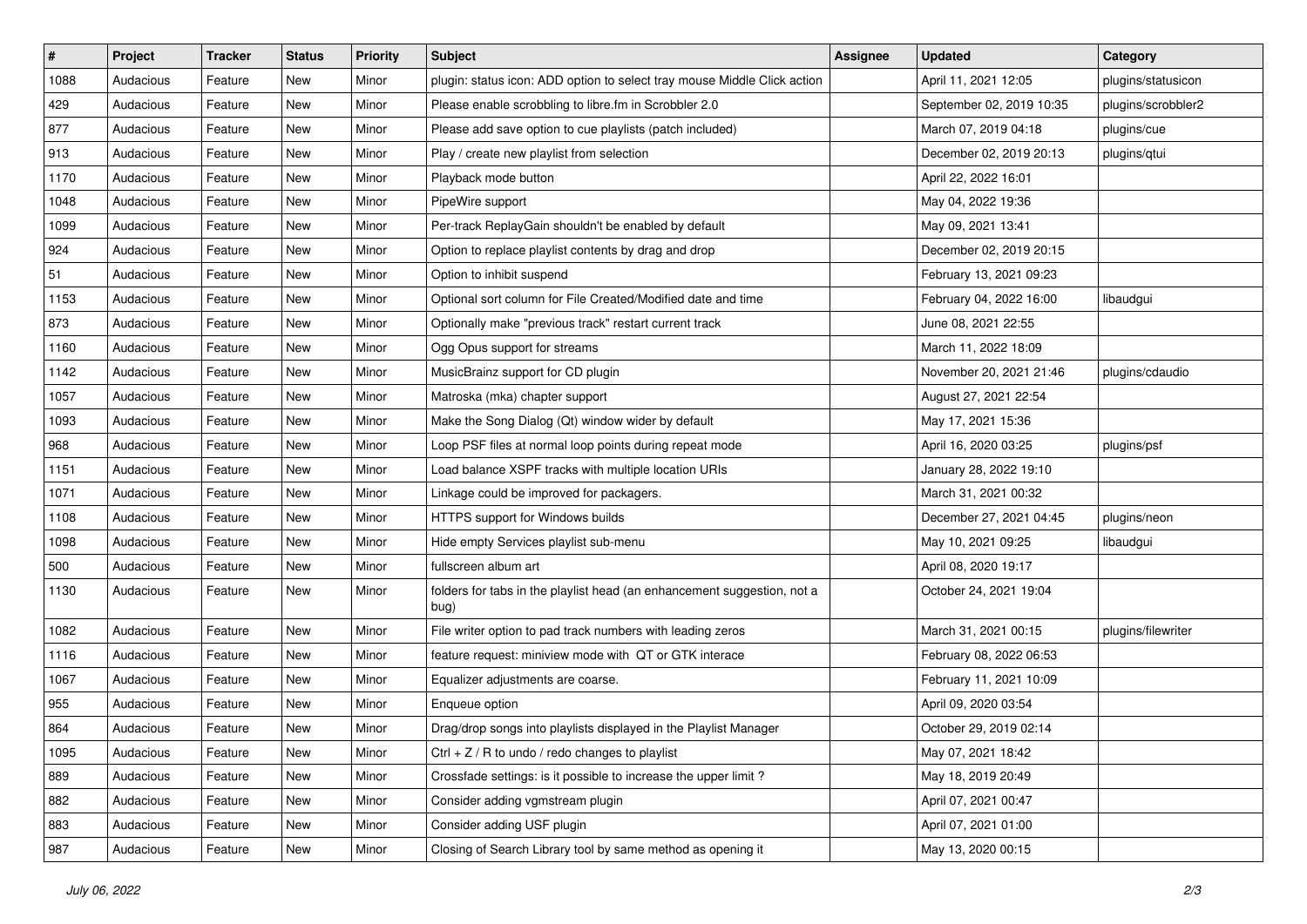| # | Project | Tracker | Status | Priority | Subject | Assignee | Updated | Category |
|---|---|---|---|---|---|---|---|---|
| 1088 | Audacious | Feature | New | Minor | plugin: status icon: ADD option to select tray mouse Middle Click action | | April 11, 2021 12:05 | plugins/statusicon |
| 429 | Audacious | Feature | New | Minor | Please enable scrobbling to libre.fm in Scrobbler 2.0 | | September 02, 2019 10:35 | plugins/scrobbler2 |
| 877 | Audacious | Feature | New | Minor | Please add save option to cue playlists (patch included) | | March 07, 2019 04:18 | plugins/cue |
| 913 | Audacious | Feature | New | Minor | Play / create new playlist from selection | | December 02, 2019 20:13 | plugins/qtui |
| 1170 | Audacious | Feature | New | Minor | Playback mode button | | April 22, 2022 16:01 | |
| 1048 | Audacious | Feature | New | Minor | PipeWire support | | May 04, 2022 19:36 | |
| 1099 | Audacious | Feature | New | Minor | Per-track ReplayGain shouldn't be enabled by default | | May 09, 2021 13:41 | |
| 924 | Audacious | Feature | New | Minor | Option to replace playlist contents by drag and drop | | December 02, 2019 20:15 | |
| 51 | Audacious | Feature | New | Minor | Option to inhibit suspend | | February 13, 2021 09:23 | |
| 1153 | Audacious | Feature | New | Minor | Optional sort column for File Created/Modified date and time | | February 04, 2022 16:00 | libaudgui |
| 873 | Audacious | Feature | New | Minor | Optionally make "previous track" restart current track | | June 08, 2021 22:55 | |
| 1160 | Audacious | Feature | New | Minor | Ogg Opus support for streams | | March 11, 2022 18:09 | |
| 1142 | Audacious | Feature | New | Minor | MusicBrainz support for CD plugin | | November 20, 2021 21:46 | plugins/cdaudio |
| 1057 | Audacious | Feature | New | Minor | Matroska (mka) chapter support | | August 27, 2021 22:54 | |
| 1093 | Audacious | Feature | New | Minor | Make the Song Dialog (Qt) window wider by default | | May 17, 2021 15:36 | |
| 968 | Audacious | Feature | New | Minor | Loop PSF files at normal loop points during repeat mode | | April 16, 2020 03:25 | plugins/psf |
| 1151 | Audacious | Feature | New | Minor | Load balance XSPF tracks with multiple location URIs | | January 28, 2022 19:10 | |
| 1071 | Audacious | Feature | New | Minor | Linkage could be improved for packagers. | | March 31, 2021 00:32 | |
| 1108 | Audacious | Feature | New | Minor | HTTPS support for Windows builds | | December 27, 2021 04:45 | plugins/neon |
| 1098 | Audacious | Feature | New | Minor | Hide empty Services playlist sub-menu | | May 10, 2021 09:25 | libaudgui |
| 500 | Audacious | Feature | New | Minor | fullscreen album art | | April 08, 2020 19:17 | |
| 1130 | Audacious | Feature | New | Minor | folders for tabs in the playlist head (an enhancement suggestion, not a bug) | | October 24, 2021 19:04 | |
| 1082 | Audacious | Feature | New | Minor | File writer option to pad track numbers with leading zeros | | March 31, 2021 00:15 | plugins/filewriter |
| 1116 | Audacious | Feature | New | Minor | feature request: miniview mode with QT or GTK interace | | February 08, 2022 06:53 | |
| 1067 | Audacious | Feature | New | Minor | Equalizer adjustments are coarse. | | February 11, 2021 10:09 | |
| 955 | Audacious | Feature | New | Minor | Enqueue option | | April 09, 2020 03:54 | |
| 864 | Audacious | Feature | New | Minor | Drag/drop songs into playlists displayed in the Playlist Manager | | October 29, 2019 02:14 | |
| 1095 | Audacious | Feature | New | Minor | Ctrl + Z / R to undo / redo changes to playlist | | May 07, 2021 18:42 | |
| 889 | Audacious | Feature | New | Minor | Crossfade settings: is it possible to increase the upper limit ? | | May 18, 2019 20:49 | |
| 882 | Audacious | Feature | New | Minor | Consider adding vgmstream plugin | | April 07, 2021 00:47 | |
| 883 | Audacious | Feature | New | Minor | Consider adding USF plugin | | April 07, 2021 01:00 | |
| 987 | Audacious | Feature | New | Minor | Closing of Search Library tool by same method as opening it | | May 13, 2020 00:15 | |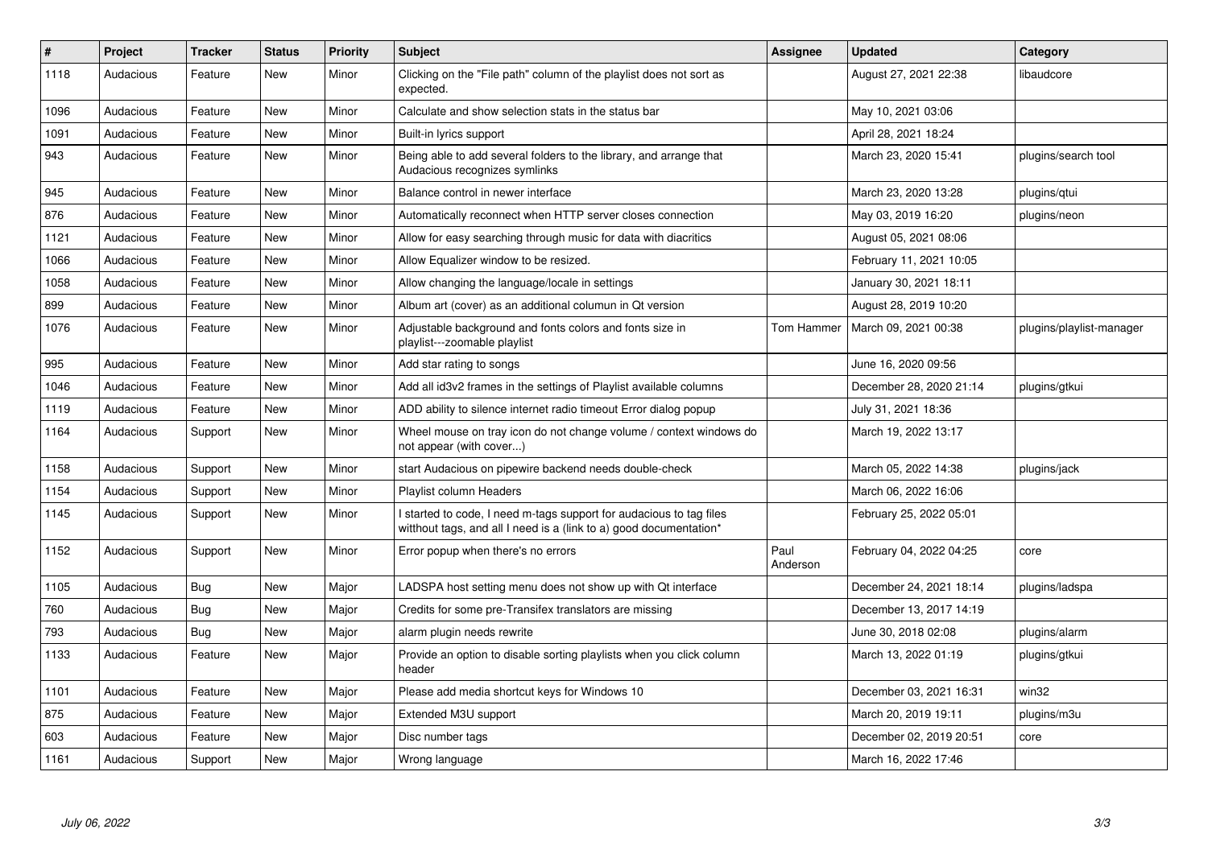| # | Project | Tracker | Status | Priority | Subject | Assignee | Updated | Category |
|---|---|---|---|---|---|---|---|---|
| 1118 | Audacious | Feature | New | Minor | Clicking on the "File path" column of the playlist does not sort as expected. | | August 27, 2021 22:38 | libaudcore |
| 1096 | Audacious | Feature | New | Minor | Calculate and show selection stats in the status bar | | May 10, 2021 03:06 | |
| 1091 | Audacious | Feature | New | Minor | Built-in lyrics support | | April 28, 2021 18:24 | |
| 943 | Audacious | Feature | New | Minor | Being able to add several folders to the library, and arrange that Audacious recognizes symlinks | | March 23, 2020 15:41 | plugins/search tool |
| 945 | Audacious | Feature | New | Minor | Balance control in newer interface | | March 23, 2020 13:28 | plugins/qtui |
| 876 | Audacious | Feature | New | Minor | Automatically reconnect when HTTP server closes connection | | May 03, 2019 16:20 | plugins/neon |
| 1121 | Audacious | Feature | New | Minor | Allow for easy searching through music for data with diacritics | | August 05, 2021 08:06 | |
| 1066 | Audacious | Feature | New | Minor | Allow Equalizer window to be resized. | | February 11, 2021 10:05 | |
| 1058 | Audacious | Feature | New | Minor | Allow changing the language/locale in settings | | January 30, 2021 18:11 | |
| 899 | Audacious | Feature | New | Minor | Album art (cover) as an additional columun in Qt version | | August 28, 2019 10:20 | |
| 1076 | Audacious | Feature | New | Minor | Adjustable background and fonts colors and fonts size in playlist---zoomable playlist | Tom Hammer | March 09, 2021 00:38 | plugins/playlist-manager |
| 995 | Audacious | Feature | New | Minor | Add star rating to songs | | June 16, 2020 09:56 | |
| 1046 | Audacious | Feature | New | Minor | Add all id3v2 frames in the settings of Playlist available columns | | December 28, 2020 21:14 | plugins/gtkui |
| 1119 | Audacious | Feature | New | Minor | ADD ability to silence internet radio timeout Error dialog popup | | July 31, 2021 18:36 | |
| 1164 | Audacious | Support | New | Minor | Wheel mouse on tray icon do not change volume / context windows do not appear (with cover...) | | March 19, 2022 13:17 | |
| 1158 | Audacious | Support | New | Minor | start Audacious on pipewire backend needs double-check | | March 05, 2022 14:38 | plugins/jack |
| 1154 | Audacious | Support | New | Minor | Playlist column Headers | | March 06, 2022 16:06 | |
| 1145 | Audacious | Support | New | Minor | I started to code, I need m-tags support for audacious to tag files witthout tags, and all I need is a (link to a) good documentation* | | February 25, 2022 05:01 | |
| 1152 | Audacious | Support | New | Minor | Error popup when there's no errors | Paul Anderson | February 04, 2022 04:25 | core |
| 1105 | Audacious | Bug | New | Major | LADSPA host setting menu does not show up with Qt interface | | December 24, 2021 18:14 | plugins/ladspa |
| 760 | Audacious | Bug | New | Major | Credits for some pre-Transifex translators are missing | | December 13, 2017 14:19 | |
| 793 | Audacious | Bug | New | Major | alarm plugin needs rewrite | | June 30, 2018 02:08 | plugins/alarm |
| 1133 | Audacious | Feature | New | Major | Provide an option to disable sorting playlists when you click column header | | March 13, 2022 01:19 | plugins/gtkui |
| 1101 | Audacious | Feature | New | Major | Please add media shortcut keys for Windows 10 | | December 03, 2021 16:31 | win32 |
| 875 | Audacious | Feature | New | Major | Extended M3U support | | March 20, 2019 19:11 | plugins/m3u |
| 603 | Audacious | Feature | New | Major | Disc number tags | | December 02, 2019 20:51 | core |
| 1161 | Audacious | Support | New | Major | Wrong language | | March 16, 2022 17:46 | |